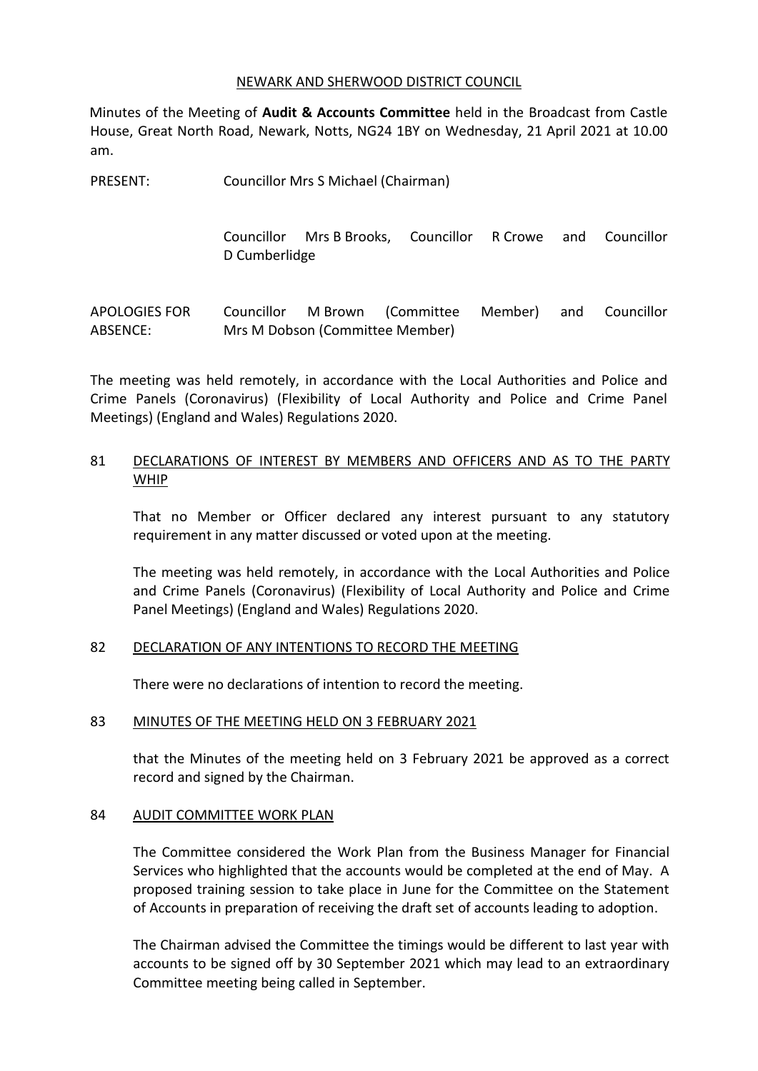NEWARK AND SHERWOOD DISTRICT COUNCIL

Minutes of the Meeting of **Audit & Accounts Committee** held in the Broadcast from Castle House, Great North Road, Newark, Notts, NG24 1BY on Wednesday, 21 April 2021 at 10.00 am.

PRESENT: Councillor Mrs S Michael (Chairman)

Councillor Mrs B Brooks, Councillor R Crowe and Councillor D Cumberlidge

APOLOGIES FOR ABSENCE: Councillor M Brown (Committee Member) and Councillor Mrs M Dobson (Committee Member)

The meeting was held remotely, in accordance with the Local Authorities and Police and Crime Panels (Coronavirus) (Flexibility of Local Authority and Police and Crime Panel Meetings) (England and Wales) Regulations 2020.

## 81 DECLARATIONS OF INTEREST BY MEMBERS AND OFFICERS AND AS TO THE PARTY WHIP

That no Member or Officer declared any interest pursuant to any statutory requirement in any matter discussed or voted upon at the meeting.

The meeting was held remotely, in accordance with the Local Authorities and Police and Crime Panels (Coronavirus) (Flexibility of Local Authority and Police and Crime Panel Meetings) (England and Wales) Regulations 2020.

## 82 DECLARATION OF ANY INTENTIONS TO RECORD THE MEETING

There were no declarations of intention to record the meeting.

## 83 MINUTES OF THE MEETING HELD ON 3 FEBRUARY 2021

that the Minutes of the meeting held on 3 February 2021 be approved as a correct record and signed by the Chairman.

## 84 AUDIT COMMITTEE WORK PLAN

The Committee considered the Work Plan from the Business Manager for Financial Services who highlighted that the accounts would be completed at the end of May. A proposed training session to take place in June for the Committee on the Statement of Accounts in preparation of receiving the draft set of accounts leading to adoption.

The Chairman advised the Committee the timings would be different to last year with accounts to be signed off by 30 September 2021 which may lead to an extraordinary Committee meeting being called in September.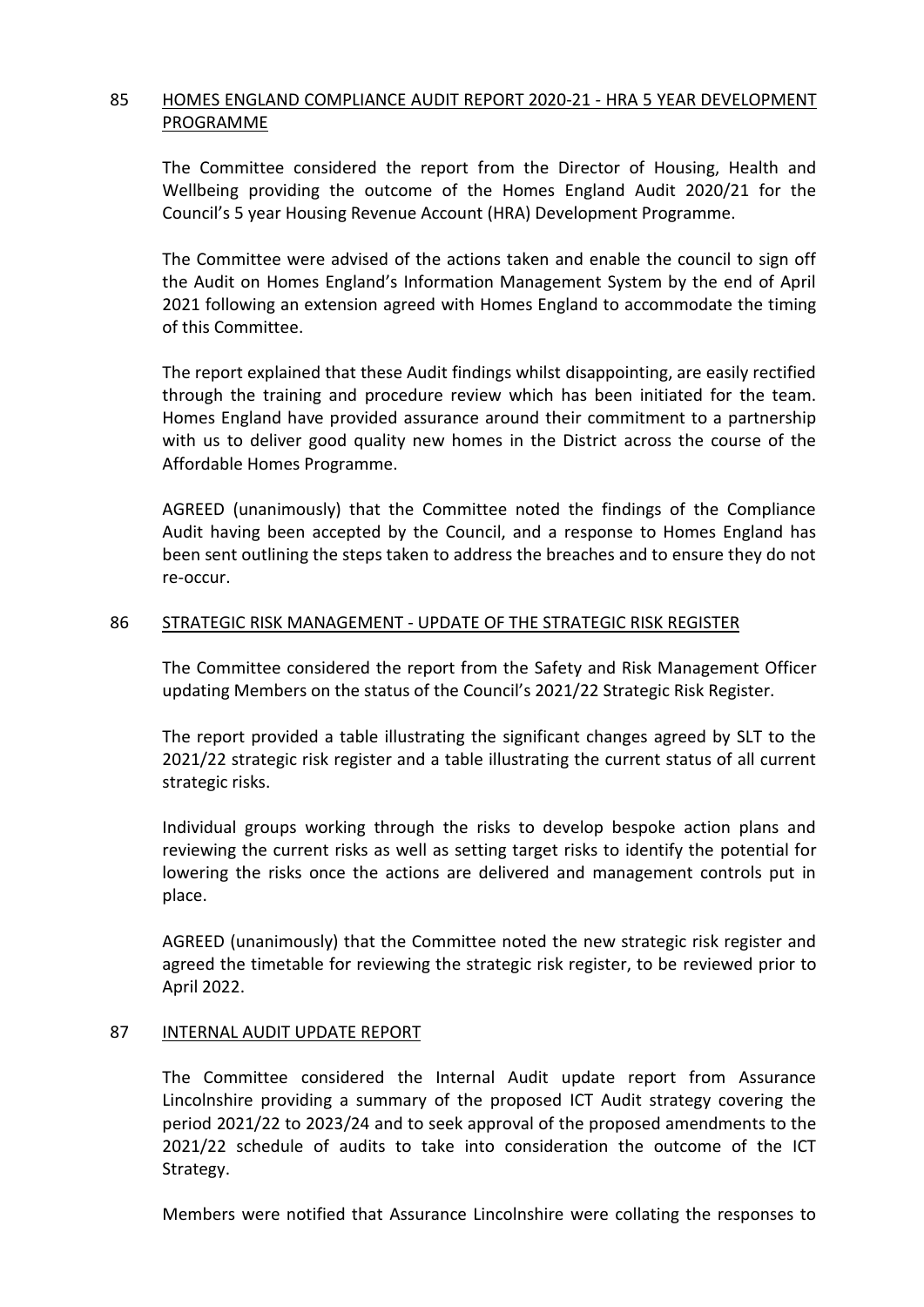## 85 HOMES ENGLAND COMPLIANCE AUDIT REPORT 2020-21 - HRA 5 YEAR DEVELOPMENT PROGRAMME

The Committee considered the report from the Director of Housing, Health and Wellbeing providing the outcome of the Homes England Audit 2020/21 for the Council's 5 year Housing Revenue Account (HRA) Development Programme.

The Committee were advised of the actions taken and enable the council to sign off the Audit on Homes England's Information Management System by the end of April 2021 following an extension agreed with Homes England to accommodate the timing of this Committee.

The report explained that these Audit findings whilst disappointing, are easily rectified through the training and procedure review which has been initiated for the team. Homes England have provided assurance around their commitment to a partnership with us to deliver good quality new homes in the District across the course of the Affordable Homes Programme.

AGREED (unanimously) that the Committee noted the findings of the Compliance Audit having been accepted by the Council, and a response to Homes England has been sent outlining the steps taken to address the breaches and to ensure they do not re-occur.

## 86 STRATEGIC RISK MANAGEMENT - UPDATE OF THE STRATEGIC RISK REGISTER

The Committee considered the report from the Safety and Risk Management Officer updating Members on the status of the Council's 2021/22 Strategic Risk Register.

The report provided a table illustrating the significant changes agreed by SLT to the 2021/22 strategic risk register and a table illustrating the current status of all current strategic risks.

Individual groups working through the risks to develop bespoke action plans and reviewing the current risks as well as setting target risks to identify the potential for lowering the risks once the actions are delivered and management controls put in place.

AGREED (unanimously) that the Committee noted the new strategic risk register and agreed the timetable for reviewing the strategic risk register, to be reviewed prior to April 2022.

## 87 INTERNAL AUDIT UPDATE REPORT

The Committee considered the Internal Audit update report from Assurance Lincolnshire providing a summary of the proposed ICT Audit strategy covering the period 2021/22 to 2023/24 and to seek approval of the proposed amendments to the 2021/22 schedule of audits to take into consideration the outcome of the ICT Strategy.

Members were notified that Assurance Lincolnshire were collating the responses to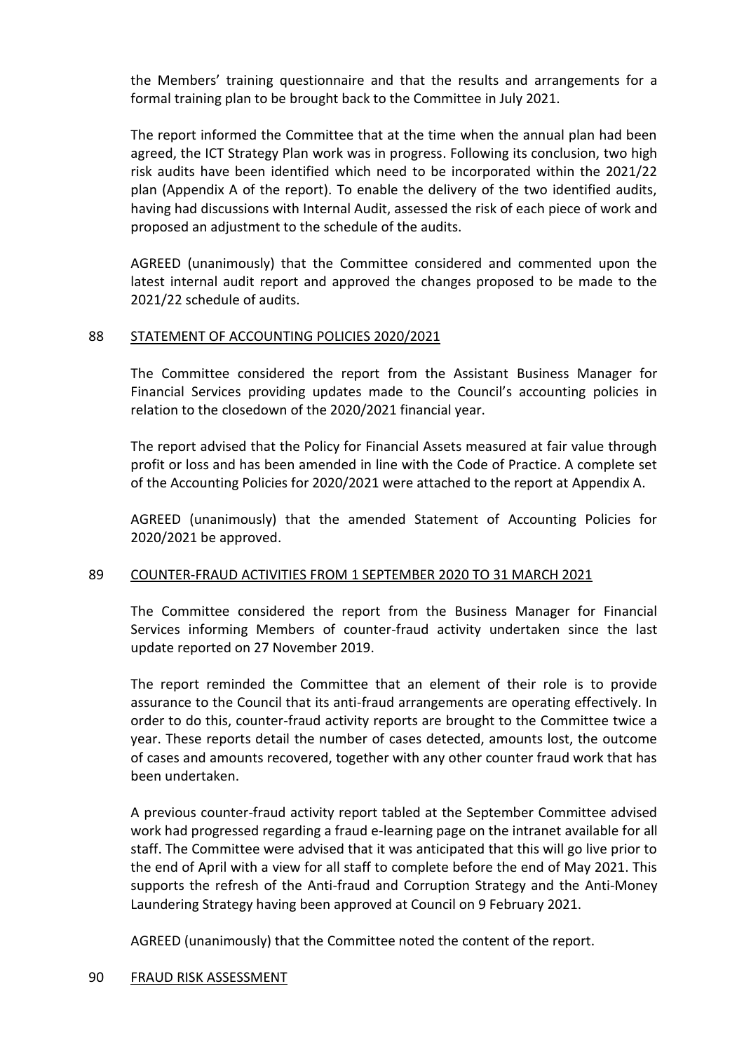the Members' training questionnaire and that the results and arrangements for a formal training plan to be brought back to the Committee in July 2021.

The report informed the Committee that at the time when the annual plan had been agreed, the ICT Strategy Plan work was in progress. Following its conclusion, two high risk audits have been identified which need to be incorporated within the 2021/22 plan (Appendix A of the report). To enable the delivery of the two identified audits, having had discussions with Internal Audit, assessed the risk of each piece of work and proposed an adjustment to the schedule of the audits.

AGREED (unanimously) that the Committee considered and commented upon the latest internal audit report and approved the changes proposed to be made to the 2021/22 schedule of audits.

## 88 STATEMENT OF ACCOUNTING POLICIES 2020/2021

The Committee considered the report from the Assistant Business Manager for Financial Services providing updates made to the Council's accounting policies in relation to the closedown of the 2020/2021 financial year.

The report advised that the Policy for Financial Assets measured at fair value through profit or loss and has been amended in line with the Code of Practice. A complete set of the Accounting Policies for 2020/2021 were attached to the report at Appendix A.

AGREED (unanimously) that the amended Statement of Accounting Policies for 2020/2021 be approved.

## 89 COUNTER-FRAUD ACTIVITIES FROM 1 SEPTEMBER 2020 TO 31 MARCH 2021

The Committee considered the report from the Business Manager for Financial Services informing Members of counter-fraud activity undertaken since the last update reported on 27 November 2019.

The report reminded the Committee that an element of their role is to provide assurance to the Council that its anti-fraud arrangements are operating effectively. In order to do this, counter-fraud activity reports are brought to the Committee twice a year. These reports detail the number of cases detected, amounts lost, the outcome of cases and amounts recovered, together with any other counter fraud work that has been undertaken.

A previous counter-fraud activity report tabled at the September Committee advised work had progressed regarding a fraud e-learning page on the intranet available for all staff. The Committee were advised that it was anticipated that this will go live prior to the end of April with a view for all staff to complete before the end of May 2021. This supports the refresh of the Anti-fraud and Corruption Strategy and the Anti-Money Laundering Strategy having been approved at Council on 9 February 2021.

AGREED (unanimously) that the Committee noted the content of the report.

## 90 FRAUD RISK ASSESSMENT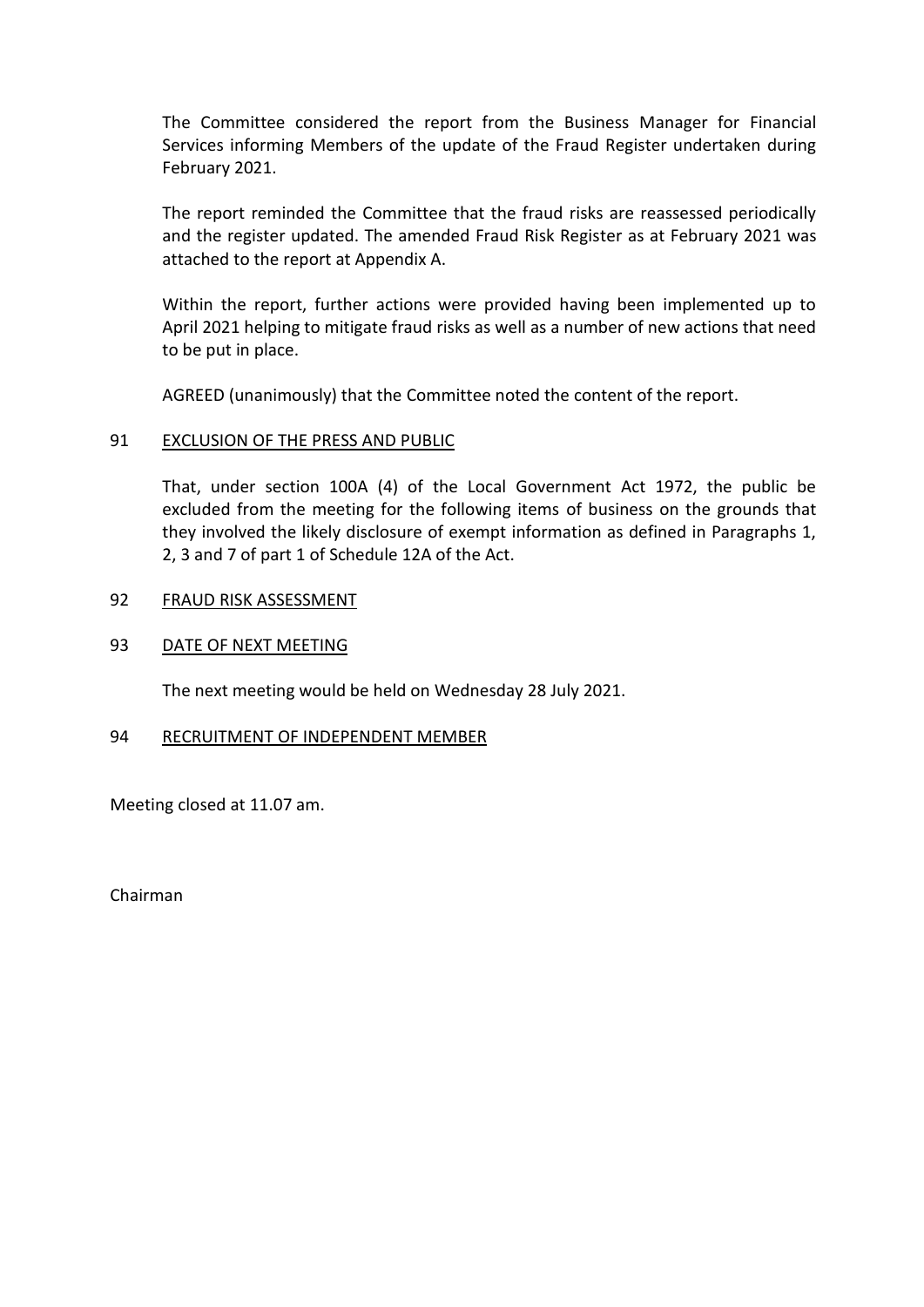The Committee considered the report from the Business Manager for Financial Services informing Members of the update of the Fraud Register undertaken during February 2021.

The report reminded the Committee that the fraud risks are reassessed periodically and the register updated. The amended Fraud Risk Register as at February 2021 was attached to the report at Appendix A.

Within the report, further actions were provided having been implemented up to April 2021 helping to mitigate fraud risks as well as a number of new actions that need to be put in place.

AGREED (unanimously) that the Committee noted the content of the report.

## 91 EXCLUSION OF THE PRESS AND PUBLIC

That, under section 100A (4) of the Local Government Act 1972, the public be excluded from the meeting for the following items of business on the grounds that they involved the likely disclosure of exempt information as defined in Paragraphs 1, 2, 3 and 7 of part 1 of Schedule 12A of the Act.

## 92 FRAUD RISK ASSESSMENT

## 93 DATE OF NEXT MEETING

The next meeting would be held on Wednesday 28 July 2021.

## 94 RECRUITMENT OF INDEPENDENT MEMBER

Meeting closed at 11.07 am.

Chairman